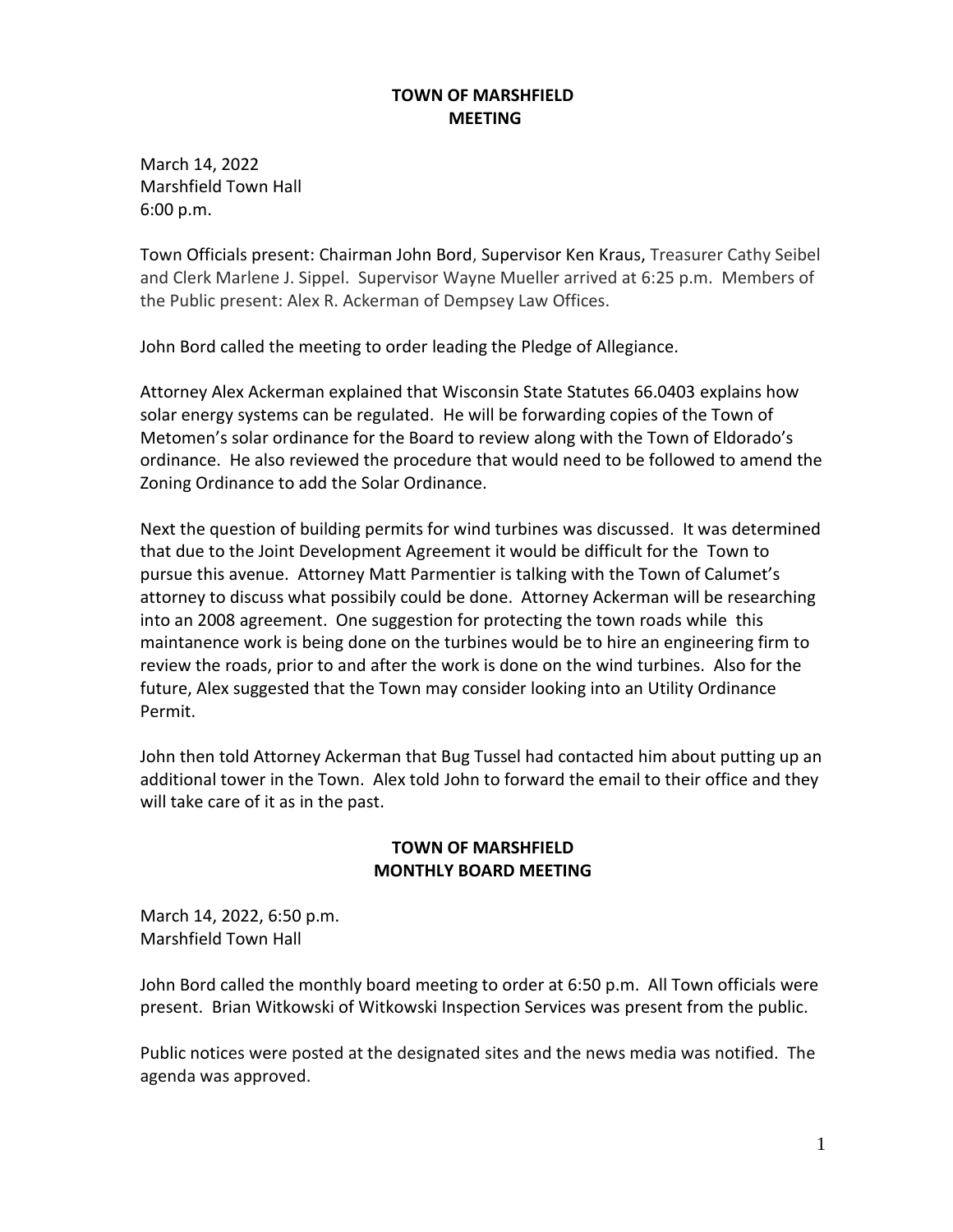# TOWN OF MARSHFIELD
# MEETING

March 14, 2022
Marshfield Town Hall
6:00 p.m.

Town Officials present: Chairman John Bord, Supervisor Ken Kraus, Treasurer Cathy Seibel and Clerk Marlene J. Sippel. Supervisor Wayne Mueller arrived at 6:25 p.m. Members of the Public present: Alex R. Ackerman of Dempsey Law Offices.

John Bord called the meeting to order leading the Pledge of Allegiance.

Attorney Alex Ackerman explained that Wisconsin State Statutes 66.0403 explains how solar energy systems can be regulated. He will be forwarding copies of the Town of Metomen's solar ordinance for the Board to review along with the Town of Eldorado's ordinance. He also reviewed the procedure that would need to be followed to amend the Zoning Ordinance to add the Solar Ordinance.

Next the question of building permits for wind turbines was discussed. It was determined that due to the Joint Development Agreement it would be difficult for the Town to pursue this avenue. Attorney Matt Parmentier is talking with the Town of Calumet's attorney to discuss what possibily could be done. Attorney Ackerman will be researching into an 2008 agreement. One suggestion for protecting the town roads while this maintanence work is being done on the turbines would be to hire an engineering firm to review the roads, prior to and after the work is done on the wind turbines. Also for the future, Alex suggested that the Town may consider looking into an Utility Ordinance Permit.

John then told Attorney Ackerman that Bug Tussel had contacted him about putting up an additional tower in the Town. Alex told John to forward the email to their office and they will take care of it as in the past.

# TOWN OF MARSHFIELD
# MONTHLY BOARD MEETING

March 14, 2022, 6:50 p.m.
Marshfield Town Hall

John Bord called the monthly board meeting to order at 6:50 p.m. All Town officials were present. Brian Witkowski of Witkowski Inspection Services was present from the public.

Public notices were posted at the designated sites and the news media was notified. The agenda was approved.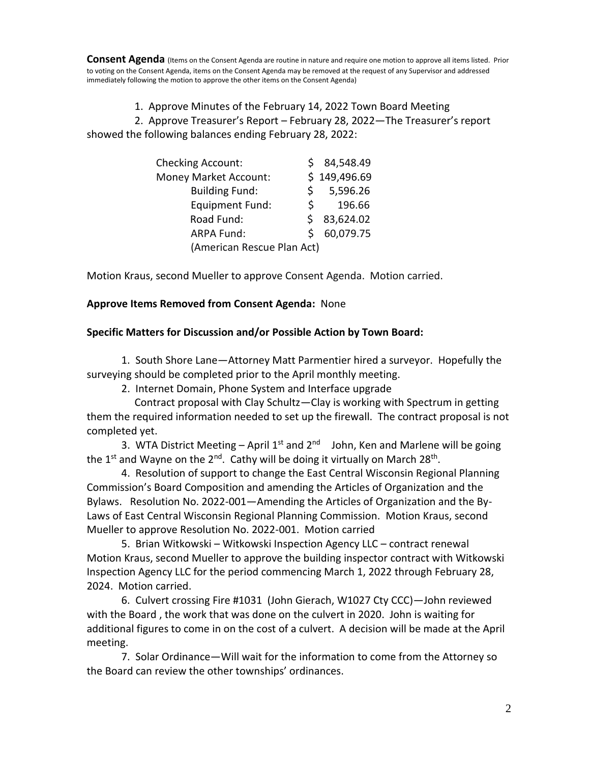**Consent Agenda** (Items on the Consent Agenda are routine in nature and require one motion to approve all items listed. Prior to voting on the Consent Agenda, items on the Consent Agenda may be removed at the request of any Supervisor and addressed immediately following the motion to approve the other items on the Consent Agenda)

1. Approve Minutes of the February 14, 2022 Town Board Meeting
2. Approve Treasurer's Report – February 28, 2022—The Treasurer's report showed the following balances ending February 28, 2022:

| | |
|---|---|
| Checking Account: | $ 84,548.49 |
| Money Market Account: | $ 149,496.69 |
| Building Fund: | $ 5,596.26 |
| Equipment Fund: | $ 196.66 |
| Road Fund: | $ 83,624.02 |
| ARPA Fund: | $ 60,079.75 |
| (American Rescue Plan Act) | |

Motion Kraus, second Mueller to approve Consent Agenda. Motion carried.

**Approve Items Removed from Consent Agenda:** None

**Specific Matters for Discussion and/or Possible Action by Town Board:**

1. South Shore Lane—Attorney Matt Parmentier hired a surveyor. Hopefully the surveying should be completed prior to the April monthly meeting.

2. Internet Domain, Phone System and Interface upgrade

   Contract proposal with Clay Schultz—Clay is working with Spectrum in getting them the required information needed to set up the firewall. The contract proposal is not completed yet.

3. WTA District Meeting – April 1st and 2nd John, Ken and Marlene will be going the 1st and Wayne on the 2nd. Cathy will be doing it virtually on March 28th.

4. Resolution of support to change the East Central Wisconsin Regional Planning Commission's Board Composition and amending the Articles of Organization and the Bylaws. Resolution No. 2022-001—Amending the Articles of Organization and the By-Laws of East Central Wisconsin Regional Planning Commission. Motion Kraus, second Mueller to approve Resolution No. 2022-001. Motion carried

5. Brian Witkowski – Witkowski Inspection Agency LLC – contract renewal Motion Kraus, second Mueller to approve the building inspector contract with Witkowski Inspection Agency LLC for the period commencing March 1, 2022 through February 28, 2024. Motion carried.

6. Culvert crossing Fire #1031 (John Gierach, W1027 Cty CCC)—John reviewed with the Board , the work that was done on the culvert in 2020. John is waiting for additional figures to come in on the cost of a culvert. A decision will be made at the April meeting.

7. Solar Ordinance—Will wait for the information to come from the Attorney so the Board can review the other townships' ordinances.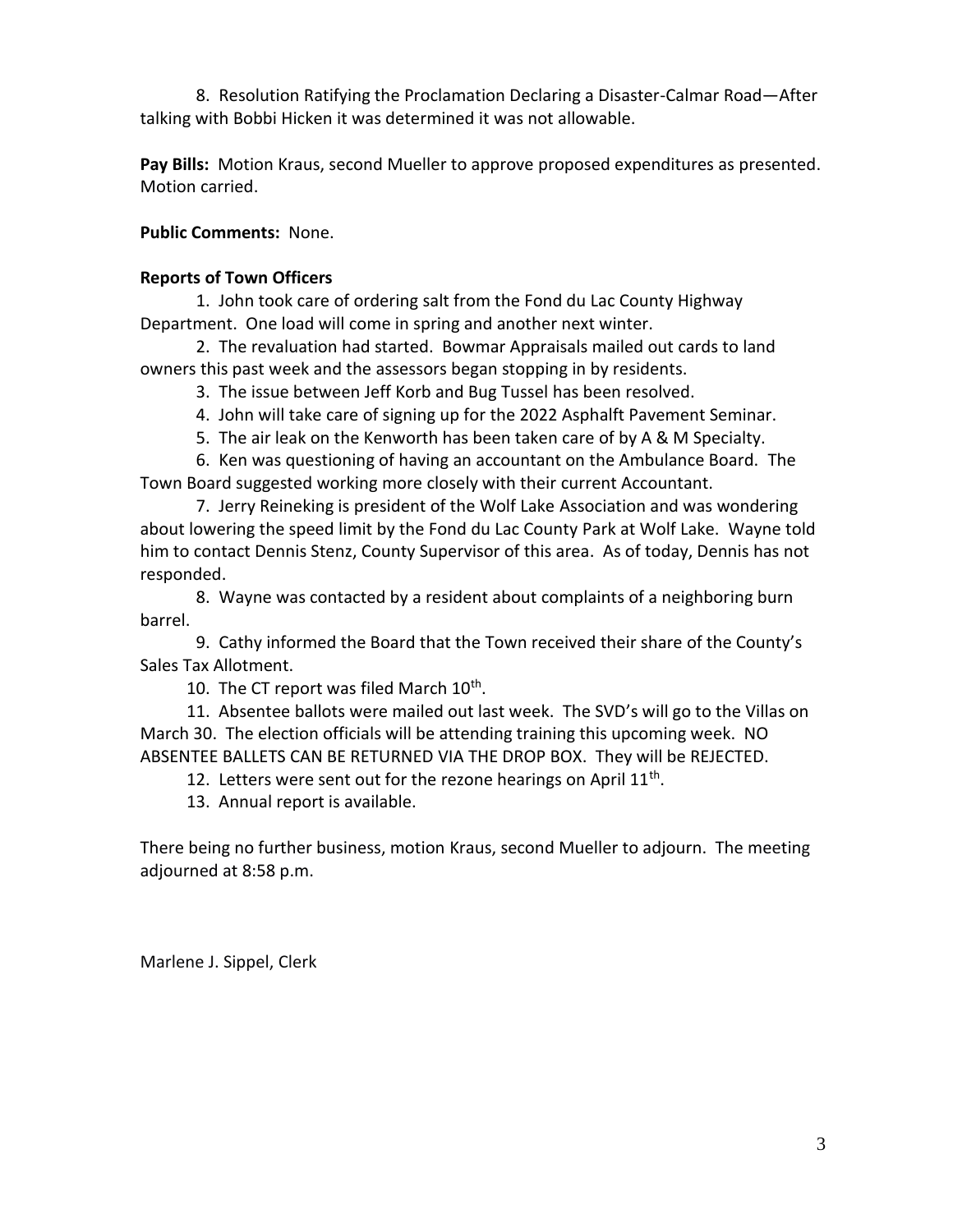8. Resolution Ratifying the Proclamation Declaring a Disaster-Calmar Road—After talking with Bobbi Hicken it was determined it was not allowable.

**Pay Bills:** Motion Kraus, second Mueller to approve proposed expenditures as presented. Motion carried.

**Public Comments:** None.

**Reports of Town Officers**

1. John took care of ordering salt from the Fond du Lac County Highway Department. One load will come in spring and another next winter.
2. The revaluation had started. Bowmar Appraisals mailed out cards to land owners this past week and the assessors began stopping in by residents.
3. The issue between Jeff Korb and Bug Tussel has been resolved.
4. John will take care of signing up for the 2022 Asphalft Pavement Seminar.
5. The air leak on the Kenworth has been taken care of by A & M Specialty.
6. Ken was questioning of having an accountant on the Ambulance Board. The Town Board suggested working more closely with their current Accountant.
7. Jerry Reineking is president of the Wolf Lake Association and was wondering about lowering the speed limit by the Fond du Lac County Park at Wolf Lake. Wayne told him to contact Dennis Stenz, County Supervisor of this area. As of today, Dennis has not responded.
8. Wayne was contacted by a resident about complaints of a neighboring burn barrel.
9. Cathy informed the Board that the Town received their share of the County's Sales Tax Allotment.
10. The CT report was filed March 10th.
11. Absentee ballots were mailed out last week. The SVD's will go to the Villas on March 30. The election officials will be attending training this upcoming week. NO ABSENTEE BALLETS CAN BE RETURNED VIA THE DROP BOX. They will be REJECTED.
12. Letters were sent out for the rezone hearings on April 11th.
13. Annual report is available.

There being no further business, motion Kraus, second Mueller to adjourn. The meeting adjourned at 8:58 p.m.

Marlene J. Sippel, Clerk